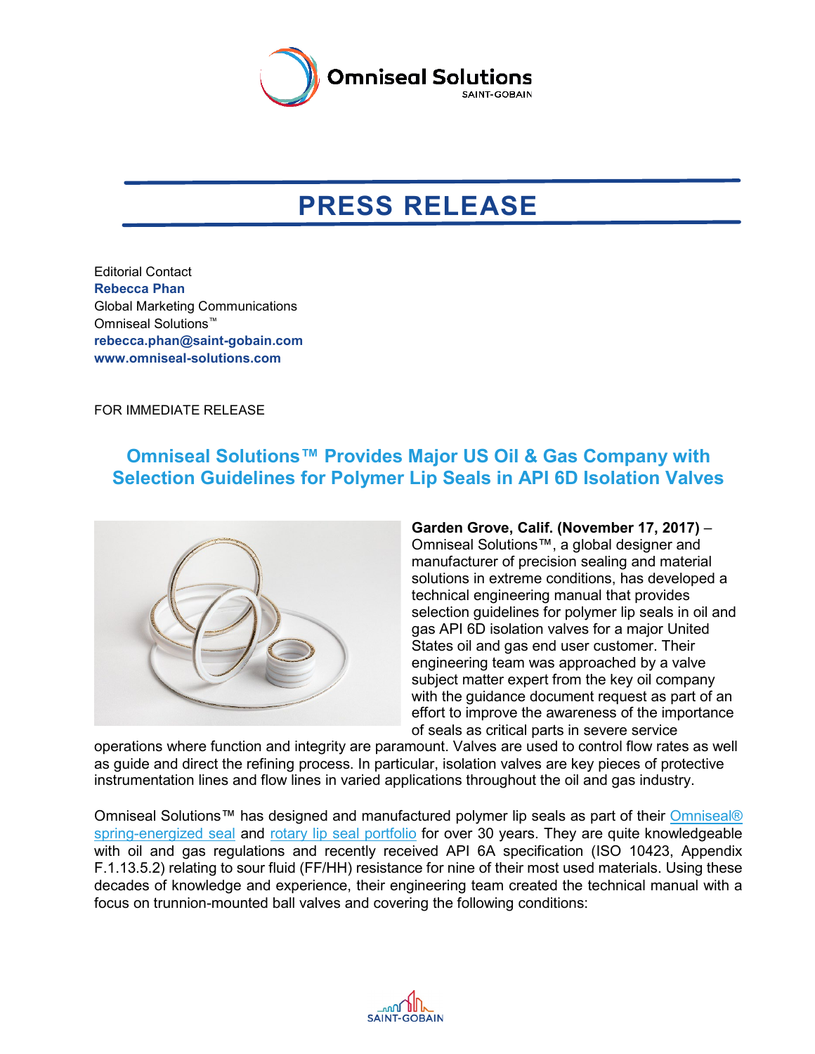# PRESS RELEASE

Editorial Contact
**Rebecca Phan**
Global Marketing Communications
Omniseal Solutions™
**rebecca.phan@saint-gobain.com**
**www.omniseal-solutions.com**

FOR IMMEDIATE RELEASE

## Omniseal Solutions™ Provides Major US Oil & Gas Company with Selection Guidelines for Polymer Lip Seals in API 6D Isolation Valves

**Garden Grove, Calif. (November 17, 2017)** – Omniseal Solutions™, a global designer and manufacturer of precision sealing and material solutions in extreme conditions, has developed a technical engineering manual that provides selection guidelines for polymer lip seals in oil and gas API 6D isolation valves for a major United States oil and gas end user customer. Their engineering team was approached by a valve subject matter expert from the key oil company with the guidance document request as part of an effort to improve the awareness of the importance of seals as critical parts in severe service operations where function and integrity are paramount. Valves are used to control flow rates as well as guide and direct the refining process. In particular, isolation valves are key pieces of protective instrumentation lines and flow lines in varied applications throughout the oil and gas industry.

Omniseal Solutions™ has designed and manufactured polymer lip seals as part of their Omniseal® spring-energized seal and rotary lip seal portfolio for over 30 years. They are quite knowledgeable with oil and gas regulations and recently received API 6A specification (ISO 10423, Appendix F.1.13.5.2) relating to sour fluid (FF/HH) resistance for nine of their most used materials. Using these decades of knowledge and experience, their engineering team created the technical manual with a focus on trunnion-mounted ball valves and covering the following conditions: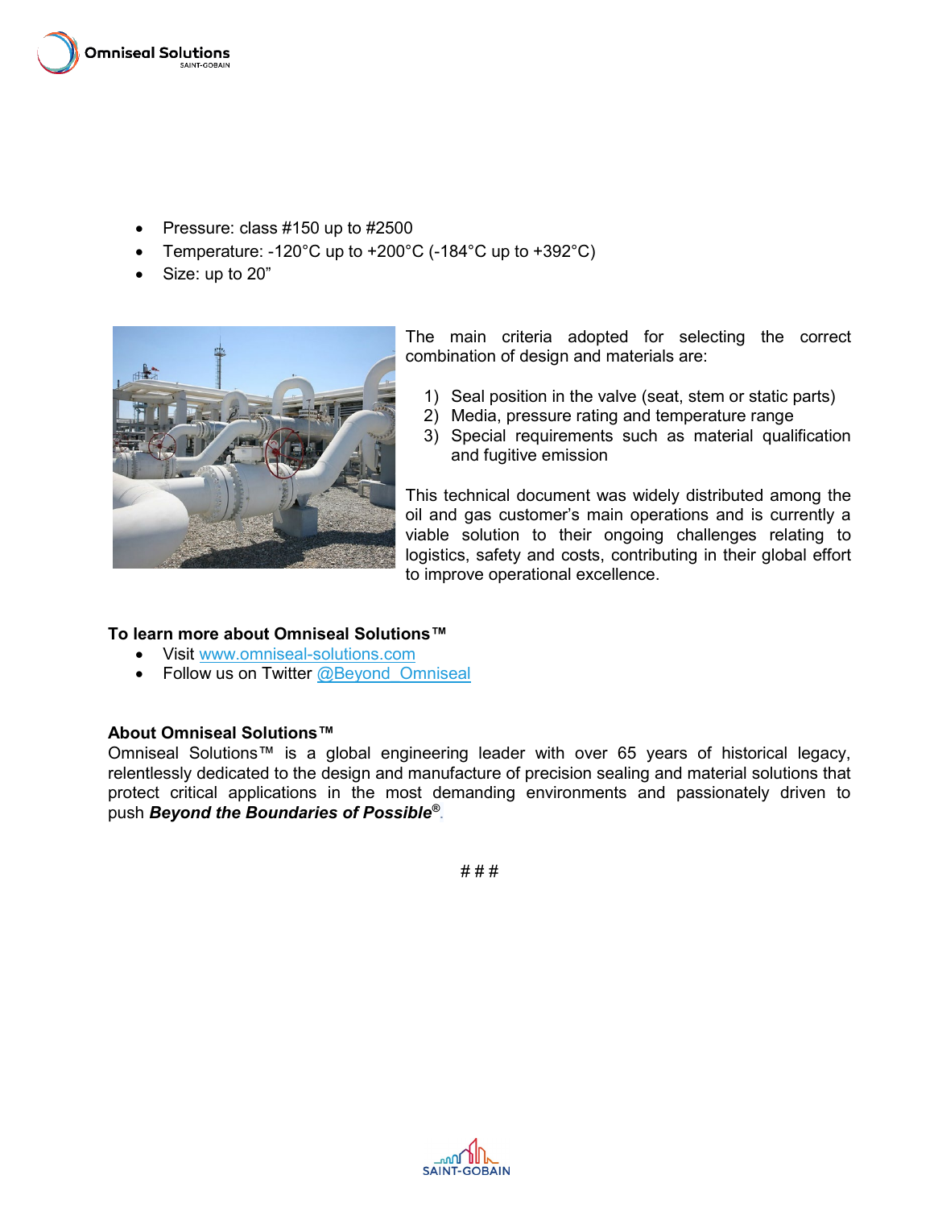- Pressure: class #150 up to #2500
- Temperature: -120°C up to +200°C (-184°C up to +392°C)
- Size: up to 20”

The main criteria adopted for selecting the correct combination of design and materials are:

1) Seal position in the valve (seat, stem or static parts)
2) Media, pressure rating and temperature range
3) Special requirements such as material qualification and fugitive emission

This technical document was widely distributed among the oil and gas customer’s main operations and is currently a viable solution to their ongoing challenges relating to logistics, safety and costs, contributing in their global effort to improve operational excellence.

**To learn more about Omniseal Solutions™**

- Visit www.omniseal-solutions.com
- Follow us on Twitter @Beyond_Omniseal

**About Omniseal Solutions™**

Omniseal Solutions™ is a global engineering leader with over 65 years of historical legacy, relentlessly dedicated to the design and manufacture of precision sealing and material solutions that protect critical applications in the most demanding environments and passionately driven to push ***Beyond the Boundaries of Possible®***.

# # #